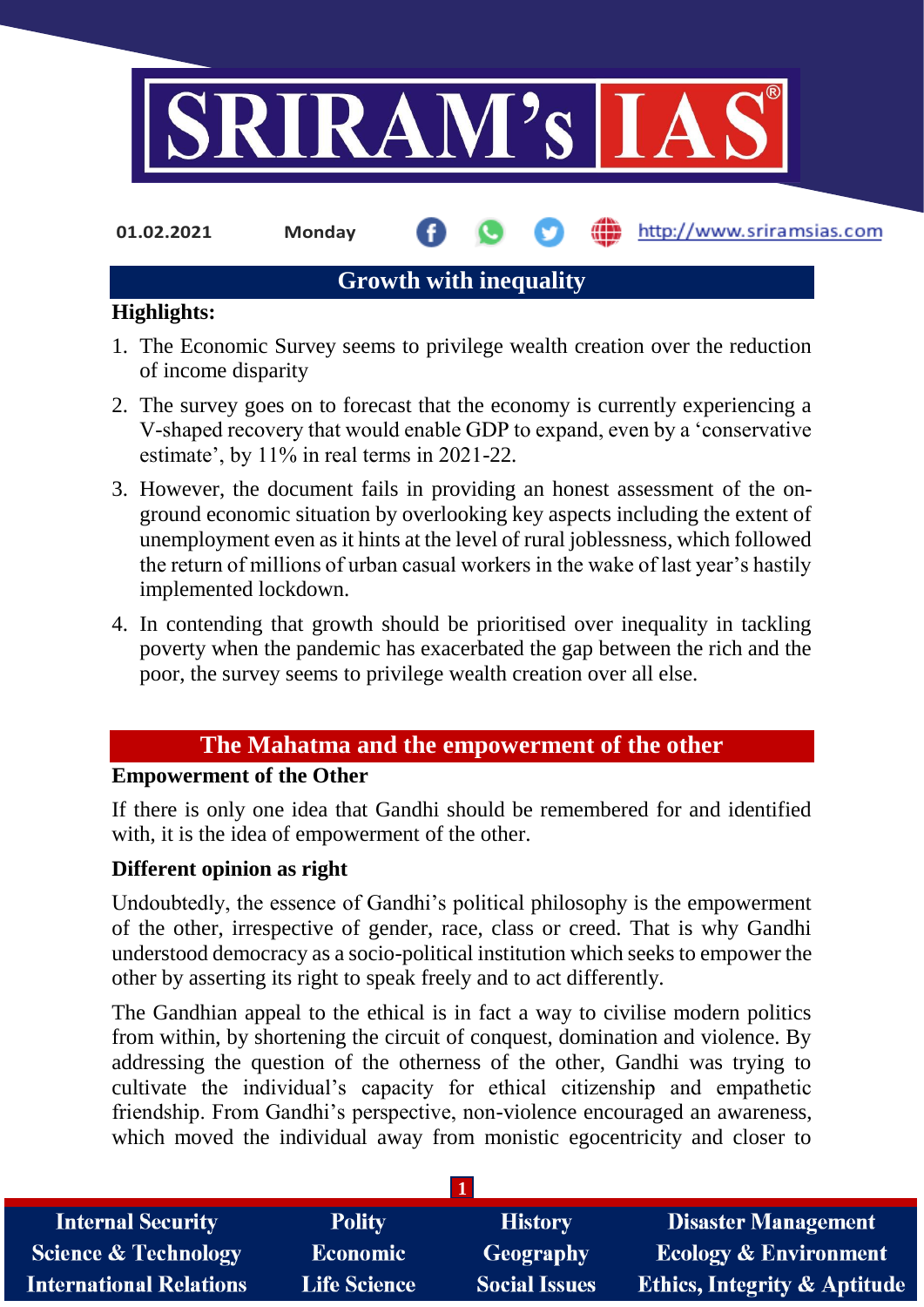01.02.2021 Monday http://www.sriramsias.com

## Growth with inequality

**Highlights:**

1. The Economic Survey seems to privilege wealth creation over the reduction of income disparity
2. The survey goes on to forecast that the economy is currently experiencing a V-shaped recovery that would enable GDP to expand, even by a 'conservative estimate', by 11% in real terms in 2021-22.
3. However, the document fails in providing an honest assessment of the on-ground economic situation by overlooking key aspects including the extent of unemployment even as it hints at the level of rural joblessness, which followed the return of millions of urban casual workers in the wake of last year's hastily implemented lockdown.
4. In contending that growth should be prioritised over inequality in tackling poverty when the pandemic has exacerbated the gap between the rich and the poor, the survey seems to privilege wealth creation over all else.

## The Mahatma and the empowerment of the other

**Empowerment of the Other**

If there is only one idea that Gandhi should be remembered for and identified with, it is the idea of empowerment of the other.

**Different opinion as right**

Undoubtedly, the essence of Gandhi's political philosophy is the empowerment of the other, irrespective of gender, race, class or creed. That is why Gandhi understood democracy as a socio-political institution which seeks to empower the other by asserting its right to speak freely and to act differently.

The Gandhian appeal to the ethical is in fact a way to civilise modern politics from within, by shortening the circuit of conquest, domination and violence. By addressing the question of the otherness of the other, Gandhi was trying to cultivate the individual's capacity for ethical citizenship and empathetic friendship. From Gandhi's perspective, non-violence encouraged an awareness, which moved the individual away from monistic egocentricity and closer to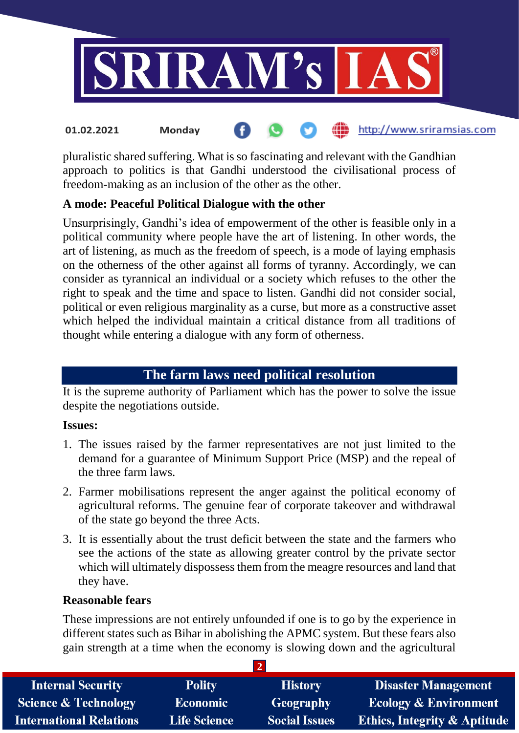pluralistic shared suffering. What is so fascinating and relevant with the Gandhian approach to politics is that Gandhi understood the civilisational process of freedom-making as an inclusion of the other as the other.

**A mode: Peaceful Political Dialogue with the other**

Unsurprisingly, Gandhi's idea of empowerment of the other is feasible only in a political community where people have the art of listening. In other words, the art of listening, as much as the freedom of speech, is a mode of laying emphasis on the otherness of the other against all forms of tyranny. Accordingly, we can consider as tyrannical an individual or a society which refuses to the other the right to speak and the time and space to listen. Gandhi did not consider social, political or even religious marginality as a curse, but more as a constructive asset which helped the individual maintain a critical distance from all traditions of thought while entering a dialogue with any form of otherness.

## The farm laws need political resolution

It is the supreme authority of Parliament which has the power to solve the issue despite the negotiations outside.

**Issues:**

1. The issues raised by the farmer representatives are not just limited to the demand for a guarantee of Minimum Support Price (MSP) and the repeal of the three farm laws.
2. Farmer mobilisations represent the anger against the political economy of agricultural reforms. The genuine fear of corporate takeover and withdrawal of the state go beyond the three Acts.
3. It is essentially about the trust deficit between the state and the farmers who see the actions of the state as allowing greater control by the private sector which will ultimately dispossess them from the meagre resources and land that they have.

**Reasonable fears**

These impressions are not entirely unfounded if one is to go by the experience in different states such as Bihar in abolishing the APMC system. But these fears also gain strength at a time when the economy is slowing down and the agricultural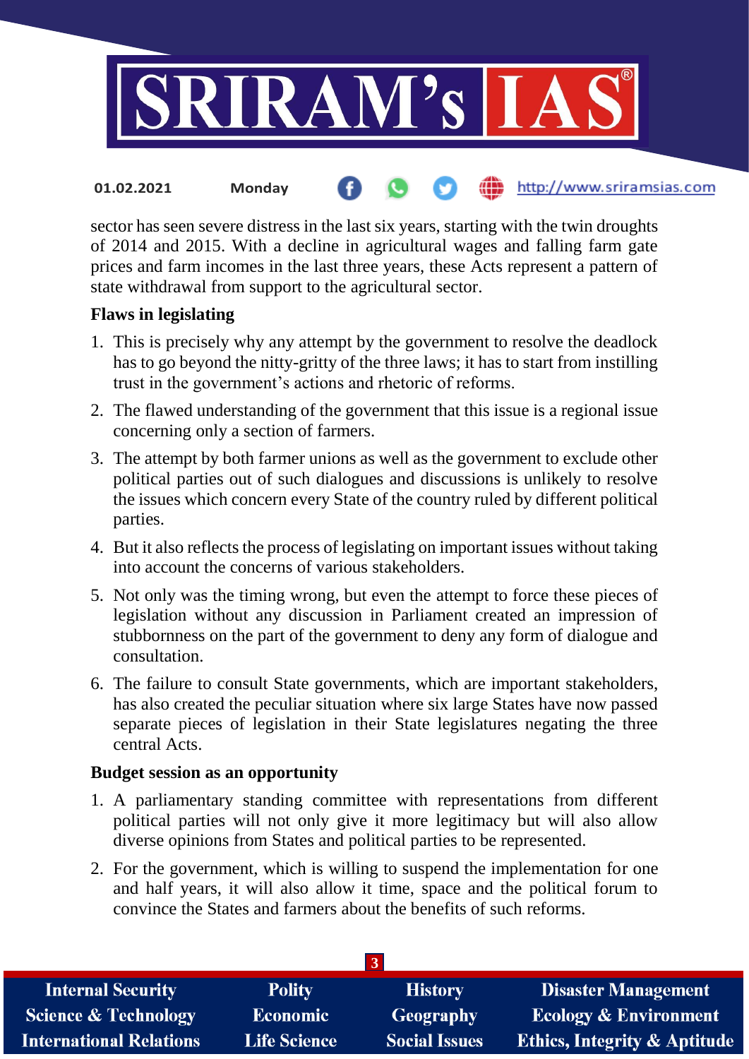sector has seen severe distress in the last six years, starting with the twin droughts of 2014 and 2015. With a decline in agricultural wages and falling farm gate prices and farm incomes in the last three years, these Acts represent a pattern of state withdrawal from support to the agricultural sector.

**Flaws in legislating**

1. This is precisely why any attempt by the government to resolve the deadlock has to go beyond the nitty-gritty of the three laws; it has to start from instilling trust in the government's actions and rhetoric of reforms.
2. The flawed understanding of the government that this issue is a regional issue concerning only a section of farmers.
3. The attempt by both farmer unions as well as the government to exclude other political parties out of such dialogues and discussions is unlikely to resolve the issues which concern every State of the country ruled by different political parties.
4. But it also reflects the process of legislating on important issues without taking into account the concerns of various stakeholders.
5. Not only was the timing wrong, but even the attempt to force these pieces of legislation without any discussion in Parliament created an impression of stubbornness on the part of the government to deny any form of dialogue and consultation.
6. The failure to consult State governments, which are important stakeholders, has also created the peculiar situation where six large States have now passed separate pieces of legislation in their State legislatures negating the three central Acts.

**Budget session as an opportunity**

1. A parliamentary standing committee with representations from different political parties will not only give it more legitimacy but will also allow diverse opinions from States and political parties to be represented.
2. For the government, which is willing to suspend the implementation for one and half years, it will also allow it time, space and the political forum to convince the States and farmers about the benefits of such reforms.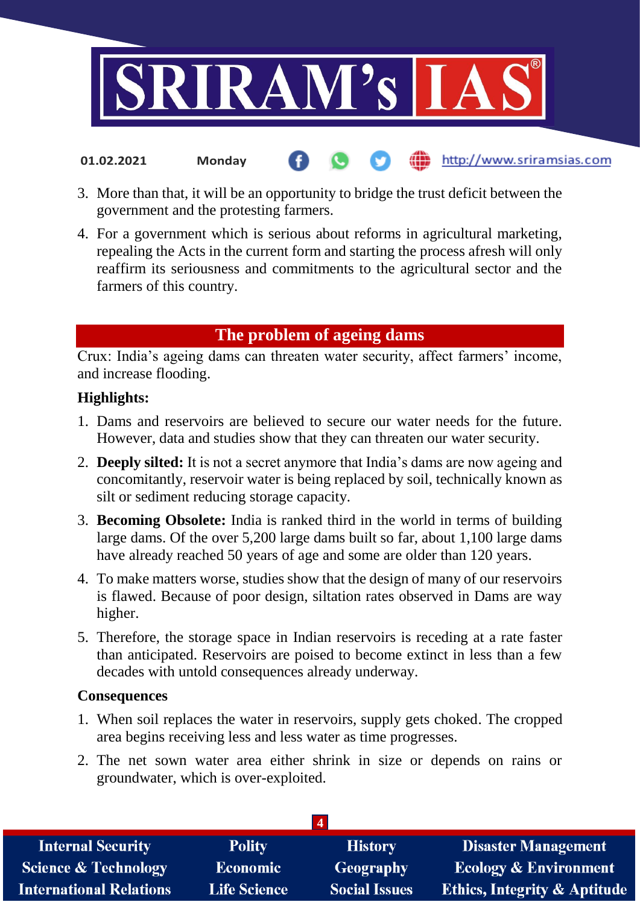3. More than that, it will be an opportunity to bridge the trust deficit between the government and the protesting farmers.
4. For a government which is serious about reforms in agricultural marketing, repealing the Acts in the current form and starting the process afresh will only reaffirm its seriousness and commitments to the agricultural sector and the farmers of this country.

## The problem of ageing dams

Crux: India's ageing dams can threaten water security, affect farmers' income, and increase flooding.

**Highlights:**

1. Dams and reservoirs are believed to secure our water needs for the future. However, data and studies show that they can threaten our water security.
2. **Deeply silted:** It is not a secret anymore that India's dams are now ageing and concomitantly, reservoir water is being replaced by soil, technically known as silt or sediment reducing storage capacity.
3. **Becoming Obsolete:** India is ranked third in the world in terms of building large dams. Of the over 5,200 large dams built so far, about 1,100 large dams have already reached 50 years of age and some are older than 120 years.
4. To make matters worse, studies show that the design of many of our reservoirs is flawed. Because of poor design, siltation rates observed in Dams are way higher.
5. Therefore, the storage space in Indian reservoirs is receding at a rate faster than anticipated. Reservoirs are poised to become extinct in less than a few decades with untold consequences already underway.

**Consequences**

1. When soil replaces the water in reservoirs, supply gets choked. The cropped area begins receiving less and less water as time progresses.
2. The net sown water area either shrink in size or depends on rains or groundwater, which is over-exploited.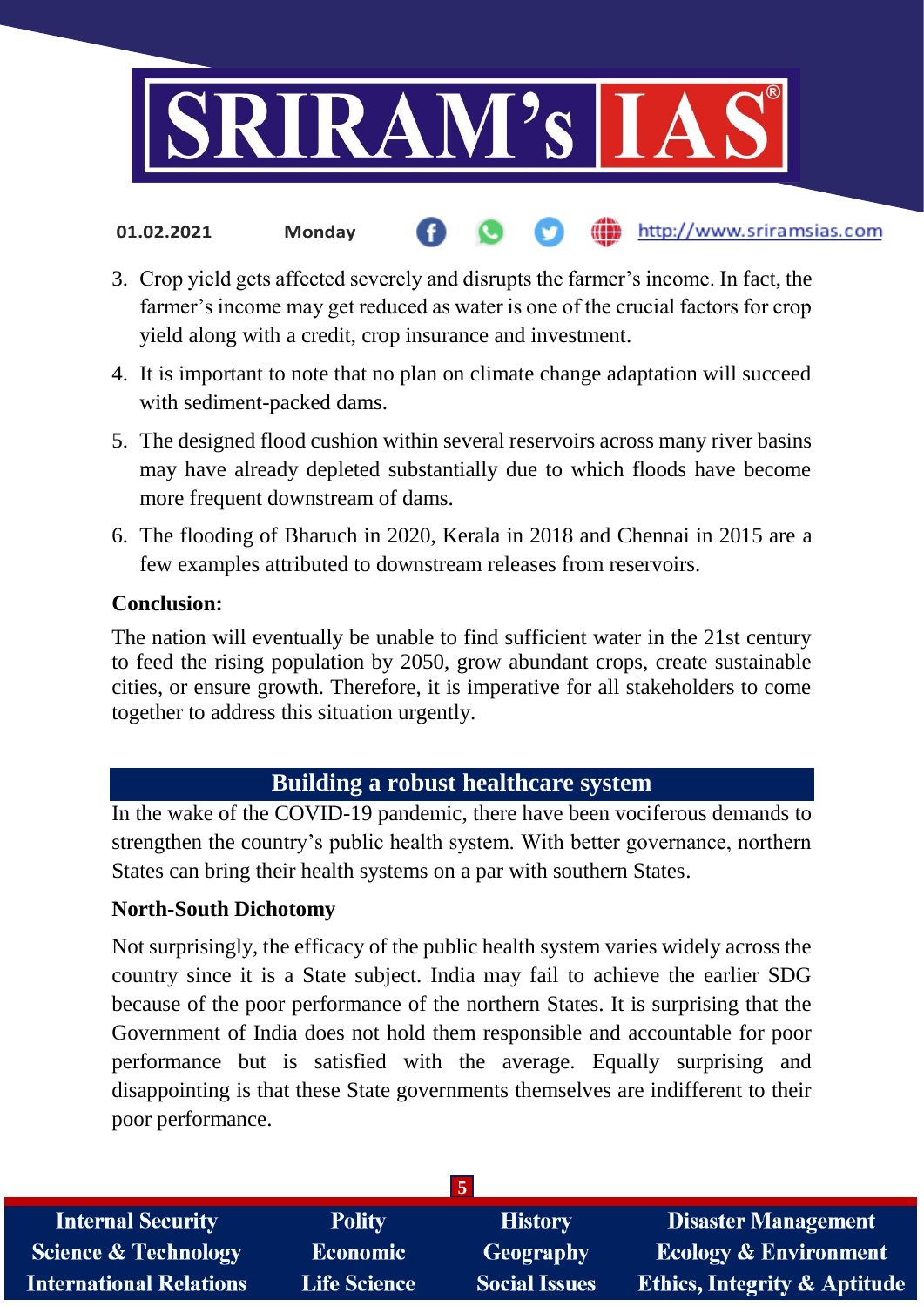3. Crop yield gets affected severely and disrupts the farmer's income. In fact, the farmer's income may get reduced as water is one of the crucial factors for crop yield along with a credit, crop insurance and investment.
4. It is important to note that no plan on climate change adaptation will succeed with sediment-packed dams.
5. The designed flood cushion within several reservoirs across many river basins may have already depleted substantially due to which floods have become more frequent downstream of dams.
6. The flooding of Bharuch in 2020, Kerala in 2018 and Chennai in 2015 are a few examples attributed to downstream releases from reservoirs.

**Conclusion:**

The nation will eventually be unable to find sufficient water in the 21st century to feed the rising population by 2050, grow abundant crops, create sustainable cities, or ensure growth. Therefore, it is imperative for all stakeholders to come together to address this situation urgently.

## Building a robust healthcare system

In the wake of the COVID-19 pandemic, there have been vociferous demands to strengthen the country's public health system. With better governance, northern States can bring their health systems on a par with southern States.

**North-South Dichotomy**

Not surprisingly, the efficacy of the public health system varies widely across the country since it is a State subject. India may fail to achieve the earlier SDG because of the poor performance of the northern States. It is surprising that the Government of India does not hold them responsible and accountable for poor performance but is satisfied with the average. Equally surprising and disappointing is that these State governments themselves are indifferent to their poor performance.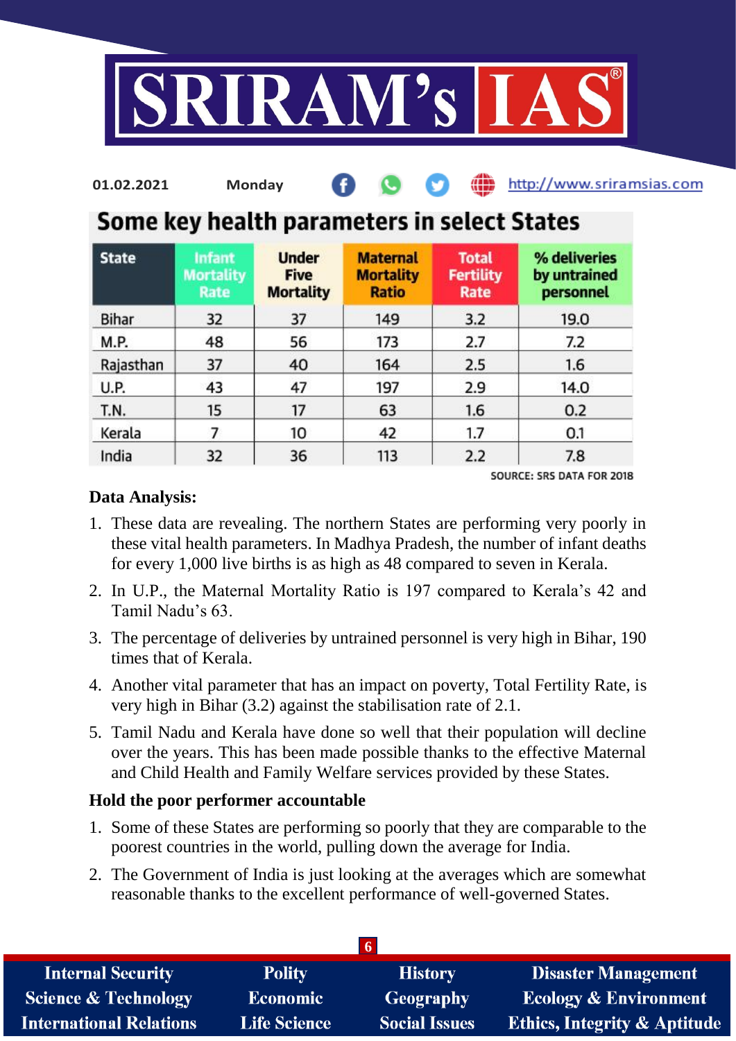## Some key health parameters in select States

| State | Infant Mortality Rate | Under Five Mortality | Maternal Mortality Ratio | Total Fertility Rate | % deliveries by untrained personnel |
|---|---|---|---|---|---|
| Bihar | 32 | 37 | 149 | 3.2 | 19.0 |
| M.P. | 48 | 56 | 173 | 2.7 | 7.2 |
| Rajasthan | 37 | 40 | 164 | 2.5 | 1.6 |
| U.P. | 43 | 47 | 197 | 2.9 | 14.0 |
| T.N. | 15 | 17 | 63 | 1.6 | 0.2 |
| Kerala | 7 | 10 | 42 | 1.7 | 0.1 |
| India | 32 | 36 | 113 | 2.2 | 7.8 |

SOURCE: SRS DATA FOR 2018

**Data Analysis:**

1. These data are revealing. The northern States are performing very poorly in these vital health parameters. In Madhya Pradesh, the number of infant deaths for every 1,000 live births is as high as 48 compared to seven in Kerala.
2. In U.P., the Maternal Mortality Ratio is 197 compared to Kerala's 42 and Tamil Nadu's 63.
3. The percentage of deliveries by untrained personnel is very high in Bihar, 190 times that of Kerala.
4. Another vital parameter that has an impact on poverty, Total Fertility Rate, is very high in Bihar (3.2) against the stabilisation rate of 2.1.
5. Tamil Nadu and Kerala have done so well that their population will decline over the years. This has been made possible thanks to the effective Maternal and Child Health and Family Welfare services provided by these States.

**Hold the poor performer accountable**

1. Some of these States are performing so poorly that they are comparable to the poorest countries in the world, pulling down the average for India.
2. The Government of India is just looking at the averages which are somewhat reasonable thanks to the excellent performance of well-governed States.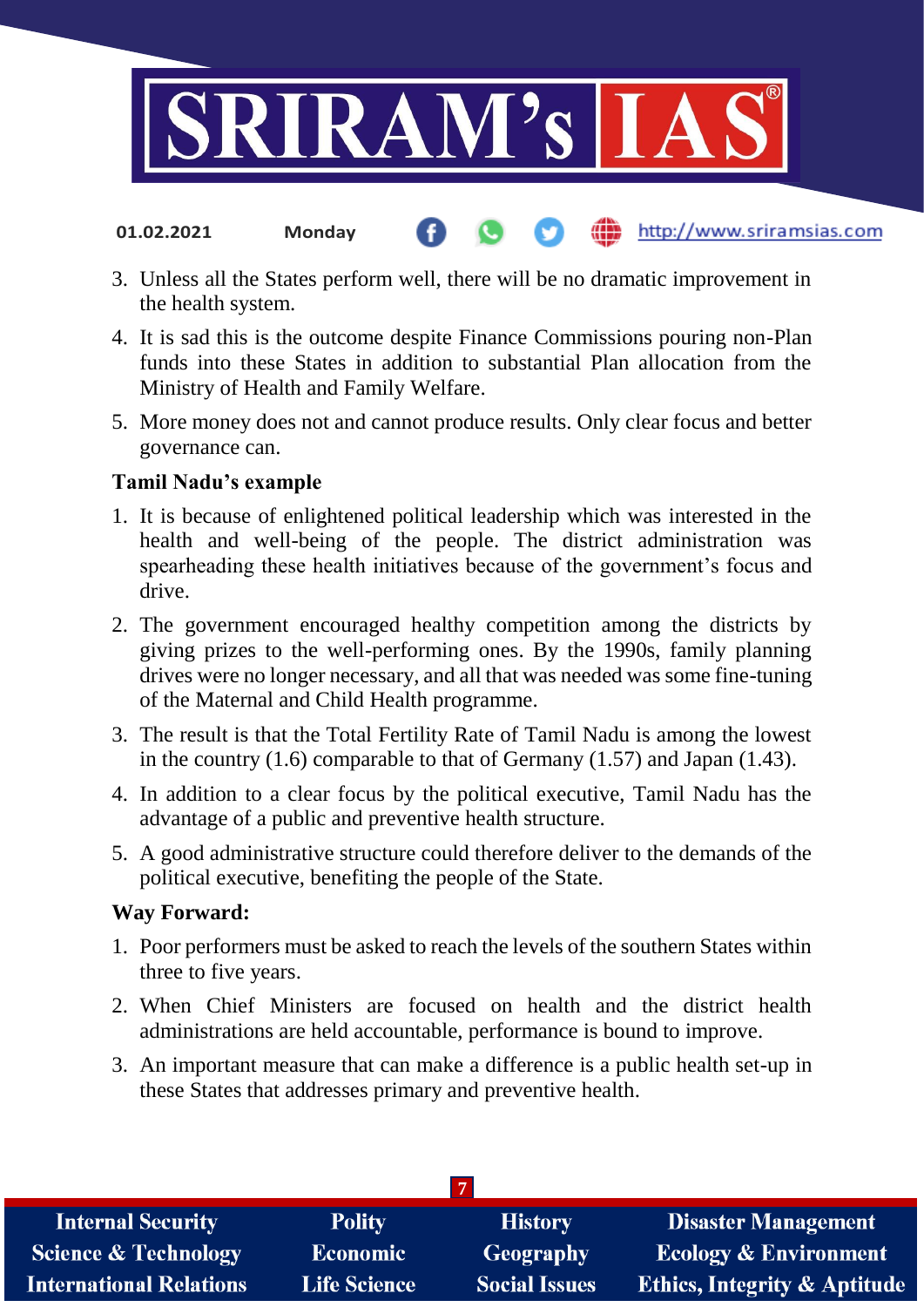3. Unless all the States perform well, there will be no dramatic improvement in the health system.
4. It is sad this is the outcome despite Finance Commissions pouring non-Plan funds into these States in addition to substantial Plan allocation from the Ministry of Health and Family Welfare.
5. More money does not and cannot produce results. Only clear focus and better governance can.

**Tamil Nadu's example**

1. It is because of enlightened political leadership which was interested in the health and well-being of the people. The district administration was spearheading these health initiatives because of the government's focus and drive.
2. The government encouraged healthy competition among the districts by giving prizes to the well-performing ones. By the 1990s, family planning drives were no longer necessary, and all that was needed was some fine-tuning of the Maternal and Child Health programme.
3. The result is that the Total Fertility Rate of Tamil Nadu is among the lowest in the country (1.6) comparable to that of Germany (1.57) and Japan (1.43).
4. In addition to a clear focus by the political executive, Tamil Nadu has the advantage of a public and preventive health structure.
5. A good administrative structure could therefore deliver to the demands of the political executive, benefiting the people of the State.

**Way Forward:**

1. Poor performers must be asked to reach the levels of the southern States within three to five years.
2. When Chief Ministers are focused on health and the district health administrations are held accountable, performance is bound to improve.
3. An important measure that can make a difference is a public health set-up in these States that addresses primary and preventive health.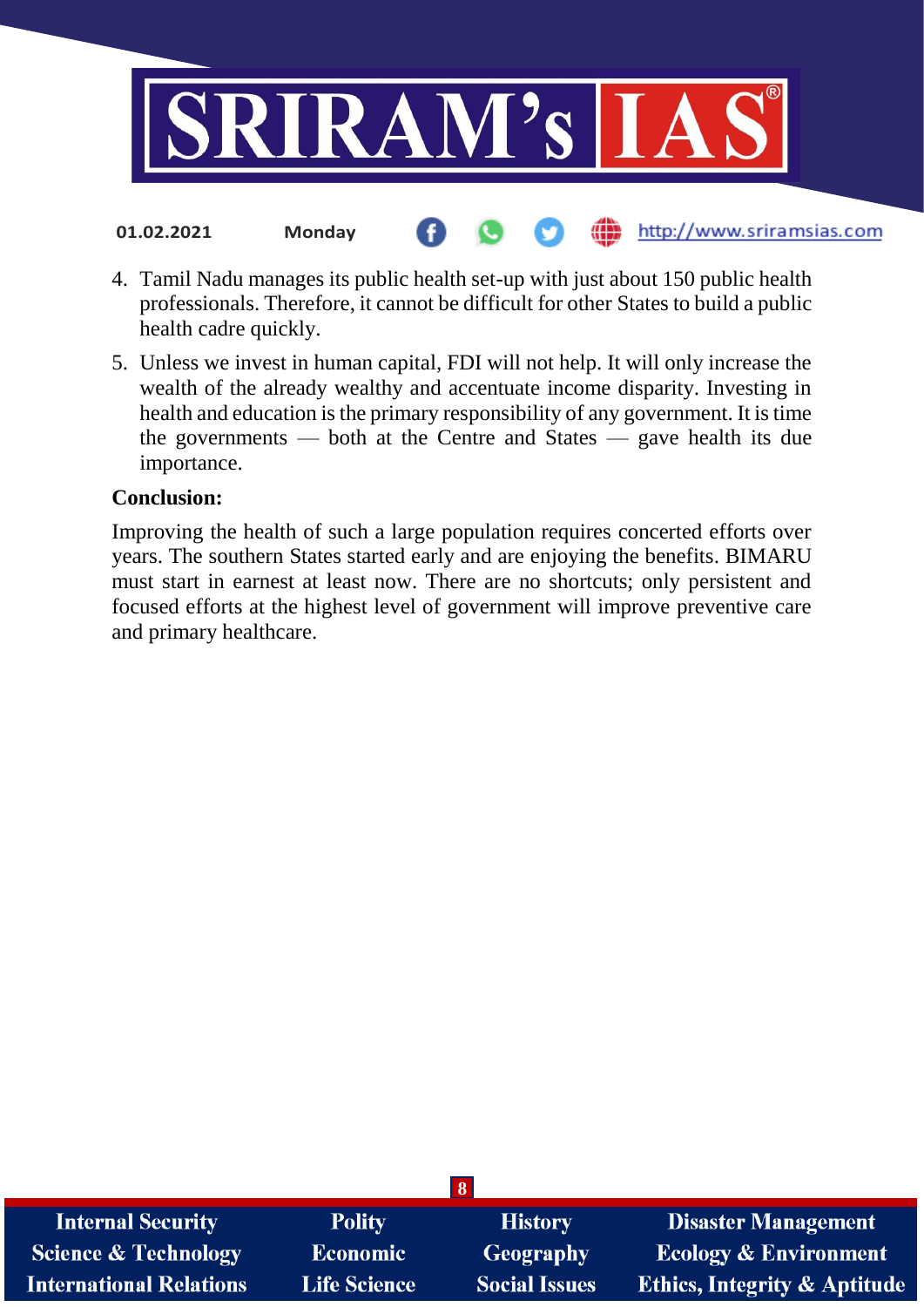4. Tamil Nadu manages its public health set-up with just about 150 public health professionals. Therefore, it cannot be difficult for other States to build a public health cadre quickly.
5. Unless we invest in human capital, FDI will not help. It will only increase the wealth of the already wealthy and accentuate income disparity. Investing in health and education is the primary responsibility of any government. It is time the governments — both at the Centre and States — gave health its due importance.

**Conclusion:**

Improving the health of such a large population requires concerted efforts over years. The southern States started early and are enjoying the benefits. BIMARU must start in earnest at least now. There are no shortcuts; only persistent and focused efforts at the highest level of government will improve preventive care and primary healthcare.